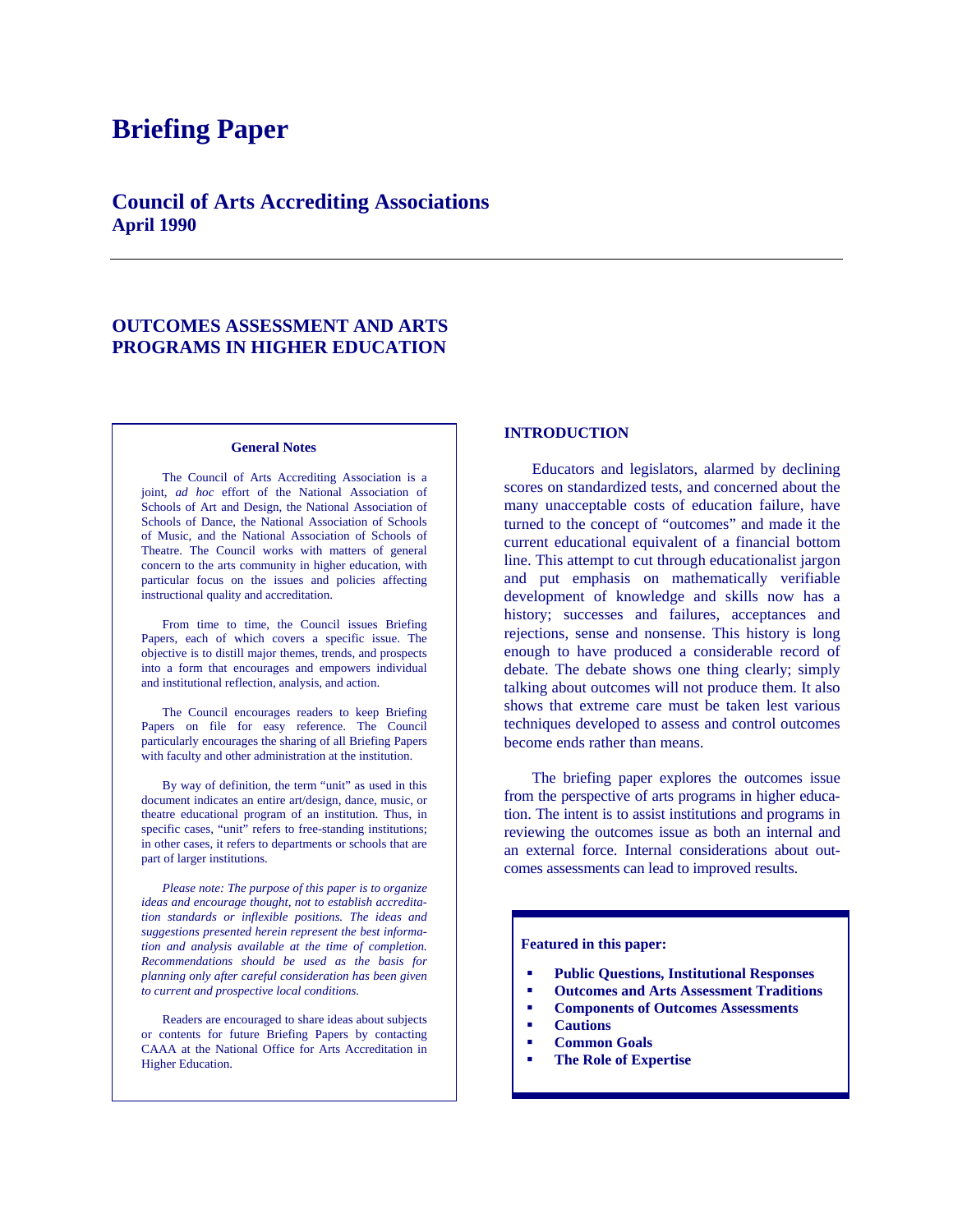# Briefing Paper

## Council of Arts Accrediting Associations
**April 1990**

---

## OUTCOMES ASSESSMENT AND ARTS PROGRAMS IN HIGHER EDUCATION

**General Notes**

The Council of Arts Accrediting Association is a joint, *ad hoc* effort of the National Association of Schools of Art and Design, the National Association of Schools of Dance, the National Association of Schools of Music, and the National Association of Schools of Theatre. The Council works with matters of general concern to the arts community in higher education, with particular focus on the issues and policies affecting instructional quality and accreditation.

From time to time, the Council issues Briefing Papers, each of which covers a specific issue. The objective is to distill major themes, trends, and prospects into a form that encourages and empowers individual and institutional reflection, analysis, and action.

The Council encourages readers to keep Briefing Papers on file for easy reference. The Council particularly encourages the sharing of all Briefing Papers with faculty and other administration at the institution.

By way of definition, the term "unit" as used in this document indicates an entire art/design, dance, music, or theatre educational program of an institution. Thus, in specific cases, "unit" refers to free-standing institutions; in other cases, it refers to departments or schools that are part of larger institutions.

*Please note: The purpose of this paper is to organize ideas and encourage thought, not to establish accreditation standards or inflexible positions. The ideas and suggestions presented herein represent the best information and analysis available at the time of completion. Recommendations should be used as the basis for planning only after careful consideration has been given to current and prospective local conditions.*

Readers are encouraged to share ideas about subjects or contents for future Briefing Papers by contacting CAAA at the National Office for Arts Accreditation in Higher Education.

### INTRODUCTION

Educators and legislators, alarmed by declining scores on standardized tests, and concerned about the many unacceptable costs of education failure, have turned to the concept of "outcomes" and made it the current educational equivalent of a financial bottom line. This attempt to cut through educationalist jargon and put emphasis on mathematically verifiable development of knowledge and skills now has a history; successes and failures, acceptances and rejections, sense and nonsense. This history is long enough to have produced a considerable record of debate. The debate shows one thing clearly; simply talking about outcomes will not produce them. It also shows that extreme care must be taken lest various techniques developed to assess and control outcomes become ends rather than means.

The briefing paper explores the outcomes issue from the perspective of arts programs in higher education. The intent is to assist institutions and programs in reviewing the outcomes issue as both an internal and an external force. Internal considerations about outcomes assessments can lead to improved results.

**Featured in this paper:**

- **Public Questions, Institutional Responses**
- **Outcomes and Arts Assessment Traditions**
- **Components of Outcomes Assessments**
- **Cautions**
- **Common Goals**
- **The Role of Expertise**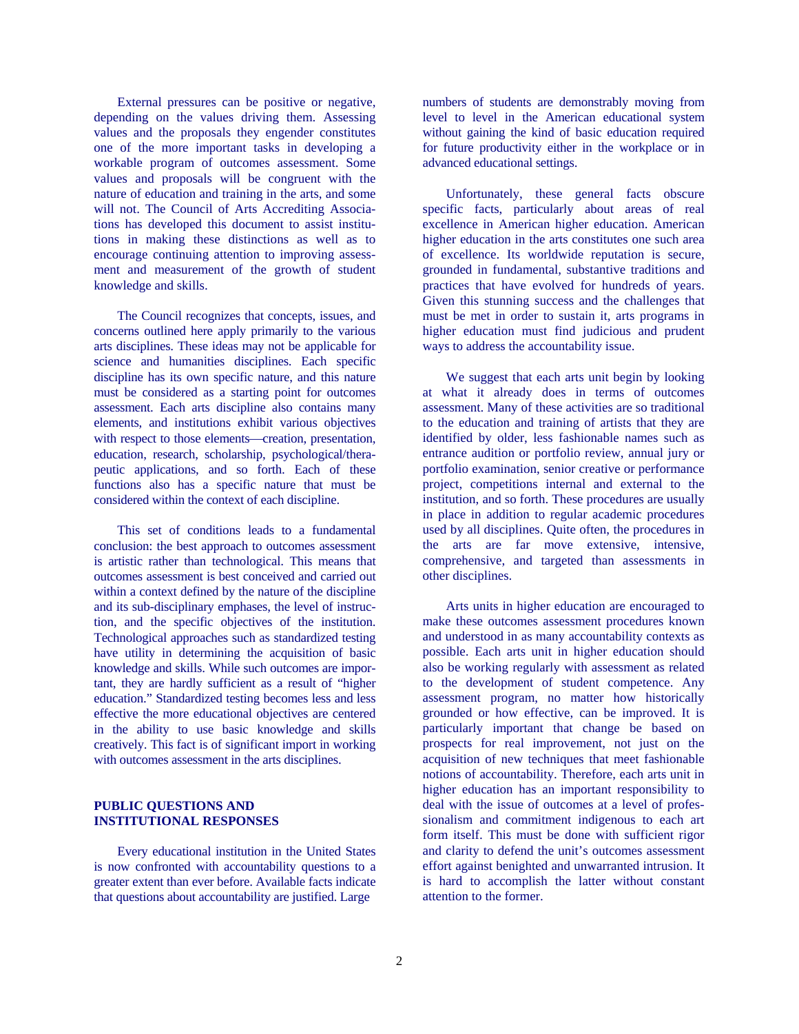External pressures can be positive or negative, depending on the values driving them. Assessing values and the proposals they engender constitutes one of the more important tasks in developing a workable program of outcomes assessment. Some values and proposals will be congruent with the nature of education and training in the arts, and some will not. The Council of Arts Accrediting Associations has developed this document to assist institutions in making these distinctions as well as to encourage continuing attention to improving assessment and measurement of the growth of student knowledge and skills.

The Council recognizes that concepts, issues, and concerns outlined here apply primarily to the various arts disciplines. These ideas may not be applicable for science and humanities disciplines. Each specific discipline has its own specific nature, and this nature must be considered as a starting point for outcomes assessment. Each arts discipline also contains many elements, and institutions exhibit various objectives with respect to those elements—creation, presentation, education, research, scholarship, psychological/therapeutic applications, and so forth. Each of these functions also has a specific nature that must be considered within the context of each discipline.

This set of conditions leads to a fundamental conclusion: the best approach to outcomes assessment is artistic rather than technological. This means that outcomes assessment is best conceived and carried out within a context defined by the nature of the discipline and its sub-disciplinary emphases, the level of instruction, and the specific objectives of the institution. Technological approaches such as standardized testing have utility in determining the acquisition of basic knowledge and skills. While such outcomes are important, they are hardly sufficient as a result of "higher education." Standardized testing becomes less and less effective the more educational objectives are centered in the ability to use basic knowledge and skills creatively. This fact is of significant import in working with outcomes assessment in the arts disciplines.

## PUBLIC QUESTIONS AND INSTITUTIONAL RESPONSES

Every educational institution in the United States is now confronted with accountability questions to a greater extent than ever before. Available facts indicate that questions about accountability are justified. Large numbers of students are demonstrably moving from level to level in the American educational system without gaining the kind of basic education required for future productivity either in the workplace or in advanced educational settings.

Unfortunately, these general facts obscure specific facts, particularly about areas of real excellence in American higher education. American higher education in the arts constitutes one such area of excellence. Its worldwide reputation is secure, grounded in fundamental, substantive traditions and practices that have evolved for hundreds of years. Given this stunning success and the challenges that must be met in order to sustain it, arts programs in higher education must find judicious and prudent ways to address the accountability issue.

We suggest that each arts unit begin by looking at what it already does in terms of outcomes assessment. Many of these activities are so traditional to the education and training of artists that they are identified by older, less fashionable names such as entrance audition or portfolio review, annual jury or portfolio examination, senior creative or performance project, competitions internal and external to the institution, and so forth. These procedures are usually in place in addition to regular academic procedures used by all disciplines. Quite often, the procedures in the arts are far move extensive, intensive, comprehensive, and targeted than assessments in other disciplines.

Arts units in higher education are encouraged to make these outcomes assessment procedures known and understood in as many accountability contexts as possible. Each arts unit in higher education should also be working regularly with assessment as related to the development of student competence. Any assessment program, no matter how historically grounded or how effective, can be improved. It is particularly important that change be based on prospects for real improvement, not just on the acquisition of new techniques that meet fashionable notions of accountability. Therefore, each arts unit in higher education has an important responsibility to deal with the issue of outcomes at a level of professionalism and commitment indigenous to each art form itself. This must be done with sufficient rigor and clarity to defend the unit's outcomes assessment effort against benighted and unwarranted intrusion. It is hard to accomplish the latter without constant attention to the former.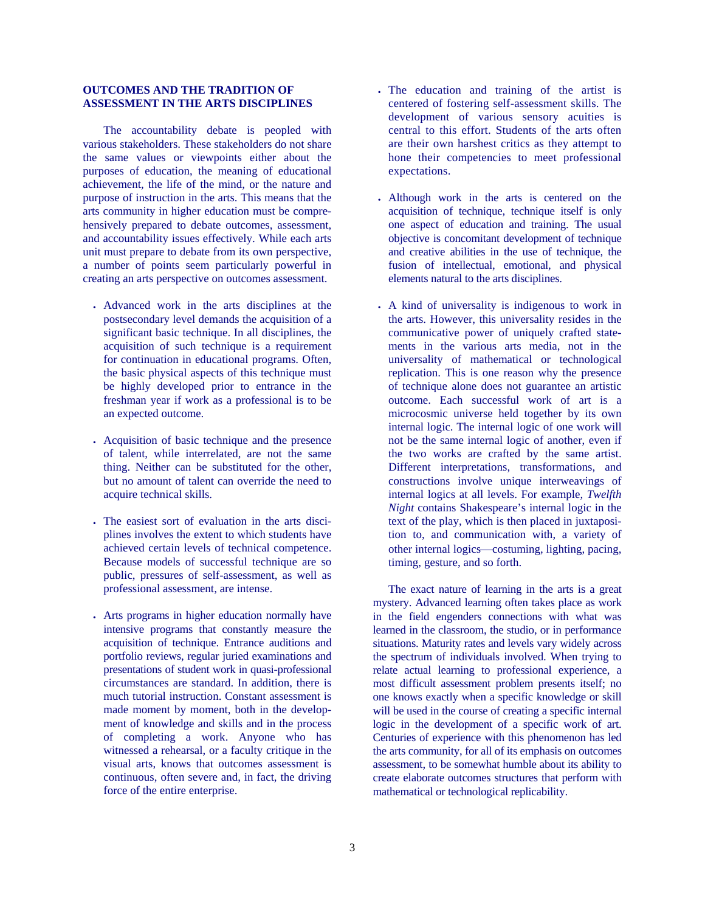## OUTCOMES AND THE TRADITION OF ASSESSMENT IN THE ARTS DISCIPLINES

The accountability debate is peopled with various stakeholders. These stakeholders do not share the same values or viewpoints either about the purposes of education, the meaning of educational achievement, the life of the mind, or the nature and purpose of instruction in the arts. This means that the arts community in higher education must be comprehensively prepared to debate outcomes, assessment, and accountability issues effectively. While each arts unit must prepare to debate from its own perspective, a number of points seem particularly powerful in creating an arts perspective on outcomes assessment.

- Advanced work in the arts disciplines at the postsecondary level demands the acquisition of a significant basic technique. In all disciplines, the acquisition of such technique is a requirement for continuation in educational programs. Often, the basic physical aspects of this technique must be highly developed prior to entrance in the freshman year if work as a professional is to be an expected outcome.

- Acquisition of basic technique and the presence of talent, while interrelated, are not the same thing. Neither can be substituted for the other, but no amount of talent can override the need to acquire technical skills.

- The easiest sort of evaluation in the arts disciplines involves the extent to which students have achieved certain levels of technical competence. Because models of successful technique are so public, pressures of self-assessment, as well as professional assessment, are intense.

- Arts programs in higher education normally have intensive programs that constantly measure the acquisition of technique. Entrance auditions and portfolio reviews, regular juried examinations and presentations of student work in quasi-professional circumstances are standard. In addition, there is much tutorial instruction. Constant assessment is made moment by moment, both in the development of knowledge and skills and in the process of completing a work. Anyone who has witnessed a rehearsal, or a faculty critique in the visual arts, knows that outcomes assessment is continuous, often severe and, in fact, the driving force of the entire enterprise.

- The education and training of the artist is centered of fostering self-assessment skills. The development of various sensory acuities is central to this effort. Students of the arts often are their own harshest critics as they attempt to hone their competencies to meet professional expectations.

- Although work in the arts is centered on the acquisition of technique, technique itself is only one aspect of education and training. The usual objective is concomitant development of technique and creative abilities in the use of technique, the fusion of intellectual, emotional, and physical elements natural to the arts disciplines.

- A kind of universality is indigenous to work in the arts. However, this universality resides in the communicative power of uniquely crafted statements in the various arts media, not in the universality of mathematical or technological replication. This is one reason why the presence of technique alone does not guarantee an artistic outcome. Each successful work of art is a microcosmic universe held together by its own internal logic. The internal logic of one work will not be the same internal logic of another, even if the two works are crafted by the same artist. Different interpretations, transformations, and constructions involve unique interweavings of internal logics at all levels. For example, *Twelfth Night* contains Shakespeare's internal logic in the text of the play, which is then placed in juxtaposition to, and communication with, a variety of other internal logics—costuming, lighting, pacing, timing, gesture, and so forth.

The exact nature of learning in the arts is a great mystery. Advanced learning often takes place as work in the field engenders connections with what was learned in the classroom, the studio, or in performance situations. Maturity rates and levels vary widely across the spectrum of individuals involved. When trying to relate actual learning to professional experience, a most difficult assessment problem presents itself; no one knows exactly when a specific knowledge or skill will be used in the course of creating a specific internal logic in the development of a specific work of art. Centuries of experience with this phenomenon has led the arts community, for all of its emphasis on outcomes assessment, to be somewhat humble about its ability to create elaborate outcomes structures that perform with mathematical or technological replicability.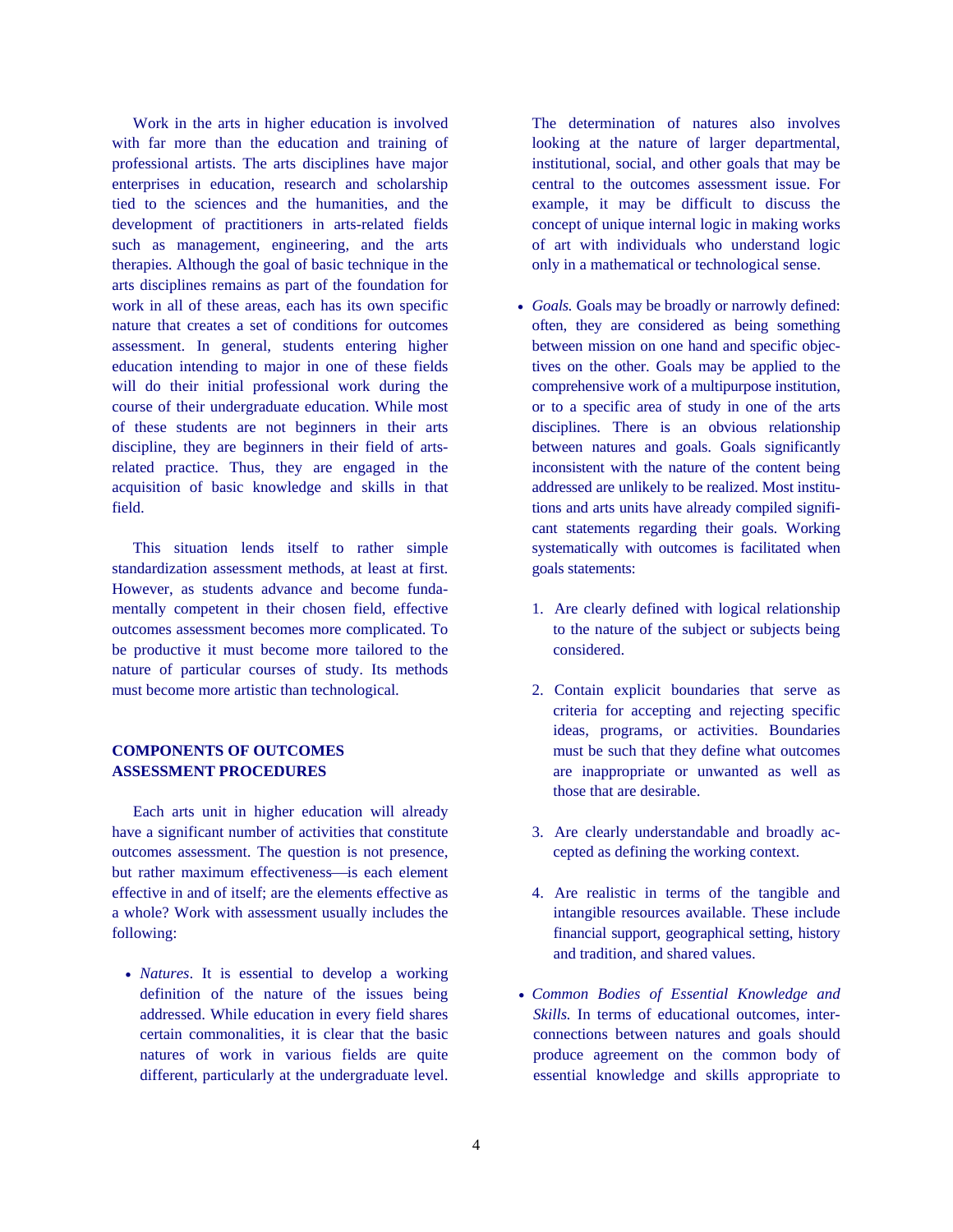Work in the arts in higher education is involved with far more than the education and training of professional artists. The arts disciplines have major enterprises in education, research and scholarship tied to the sciences and the humanities, and the development of practitioners in arts-related fields such as management, engineering, and the arts therapies. Although the goal of basic technique in the arts disciplines remains as part of the foundation for work in all of these areas, each has its own specific nature that creates a set of conditions for outcomes assessment. In general, students entering higher education intending to major in one of these fields will do their initial professional work during the course of their undergraduate education. While most of these students are not beginners in their arts discipline, they are beginners in their field of arts-related practice. Thus, they are engaged in the acquisition of basic knowledge and skills in that field.

This situation lends itself to rather simple standardization assessment methods, at least at first. However, as students advance and become fundamentally competent in their chosen field, effective outcomes assessment becomes more complicated. To be productive it must become more tailored to the nature of particular courses of study. Its methods must become more artistic than technological.

## COMPONENTS OF OUTCOMES ASSESSMENT PROCEDURES

Each arts unit in higher education will already have a significant number of activities that constitute outcomes assessment. The question is not presence, but rather maximum effectiveness—is each element effective in and of itself; are the elements effective as a whole? Work with assessment usually includes the following:

- *Natures*. It is essential to develop a working definition of the nature of the issues being addressed. While education in every field shares certain commonalities, it is clear that the basic natures of work in various fields are quite different, particularly at the undergraduate level. The determination of natures also involves looking at the nature of larger departmental, institutional, social, and other goals that may be central to the outcomes assessment issue. For example, it may be difficult to discuss the concept of unique internal logic in making works of art with individuals who understand logic only in a mathematical or technological sense.

- *Goals.* Goals may be broadly or narrowly defined: often, they are considered as being something between mission on one hand and specific objectives on the other. Goals may be applied to the comprehensive work of a multipurpose institution, or to a specific area of study in one of the arts disciplines. There is an obvious relationship between natures and goals. Goals significantly inconsistent with the nature of the content being addressed are unlikely to be realized. Most institutions and arts units have already compiled significant statements regarding their goals. Working systematically with outcomes is facilitated when goals statements:

  1. Are clearly defined with logical relationship to the nature of the subject or subjects being considered.

  2. Contain explicit boundaries that serve as criteria for accepting and rejecting specific ideas, programs, or activities. Boundaries must be such that they define what outcomes are inappropriate or unwanted as well as those that are desirable.

  3. Are clearly understandable and broadly accepted as defining the working context.

  4. Are realistic in terms of the tangible and intangible resources available. These include financial support, geographical setting, history and tradition, and shared values.

- *Common Bodies of Essential Knowledge and Skills.* In terms of educational outcomes, interconnections between natures and goals should produce agreement on the common body of essential knowledge and skills appropriate to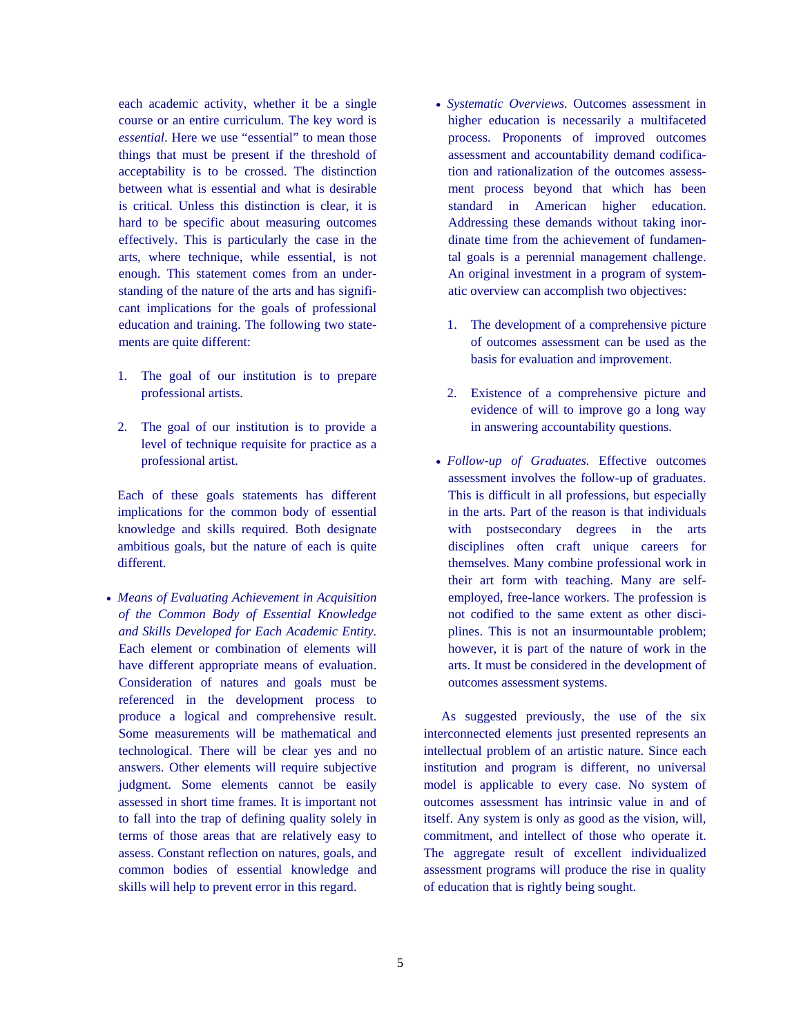each academic activity, whether it be a single course or an entire curriculum. The key word is *essential*. Here we use "essential" to mean those things that must be present if the threshold of acceptability is to be crossed. The distinction between what is essential and what is desirable is critical. Unless this distinction is clear, it is hard to be specific about measuring outcomes effectively. This is particularly the case in the arts, where technique, while essential, is not enough. This statement comes from an understanding of the nature of the arts and has significant implications for the goals of professional education and training. The following two statements are quite different:

1. The goal of our institution is to prepare professional artists.

2. The goal of our institution is to provide a level of technique requisite for practice as a professional artist.

Each of these goals statements has different implications for the common body of essential knowledge and skills required. Both designate ambitious goals, but the nature of each is quite different.

- *Means of Evaluating Achievement in Acquisition of the Common Body of Essential Knowledge and Skills Developed for Each Academic Entity.* Each element or combination of elements will have different appropriate means of evaluation. Consideration of natures and goals must be referenced in the development process to produce a logical and comprehensive result. Some measurements will be mathematical and technological. There will be clear yes and no answers. Other elements will require subjective judgment. Some elements cannot be easily assessed in short time frames. It is important not to fall into the trap of defining quality solely in terms of those areas that are relatively easy to assess. Constant reflection on natures, goals, and common bodies of essential knowledge and skills will help to prevent error in this regard.

- *Systematic Overviews.* Outcomes assessment in higher education is necessarily a multifaceted process. Proponents of improved outcomes assessment and accountability demand codification and rationalization of the outcomes assessment process beyond that which has been standard in American higher education. Addressing these demands without taking inordinate time from the achievement of fundamental goals is a perennial management challenge. An original investment in a program of systematic overview can accomplish two objectives:

  1. The development of a comprehensive picture of outcomes assessment can be used as the basis for evaluation and improvement.

  2. Existence of a comprehensive picture and evidence of will to improve go a long way in answering accountability questions.

- *Follow-up of Graduates.* Effective outcomes assessment involves the follow-up of graduates. This is difficult in all professions, but especially in the arts. Part of the reason is that individuals with postsecondary degrees in the arts disciplines often craft unique careers for themselves. Many combine professional work in their art form with teaching. Many are self-employed, free-lance workers. The profession is not codified to the same extent as other disciplines. This is not an insurmountable problem; however, it is part of the nature of work in the arts. It must be considered in the development of outcomes assessment systems.

As suggested previously, the use of the six interconnected elements just presented represents an intellectual problem of an artistic nature. Since each institution and program is different, no universal model is applicable to every case. No system of outcomes assessment has intrinsic value in and of itself. Any system is only as good as the vision, will, commitment, and intellect of those who operate it. The aggregate result of excellent individualized assessment programs will produce the rise in quality of education that is rightly being sought.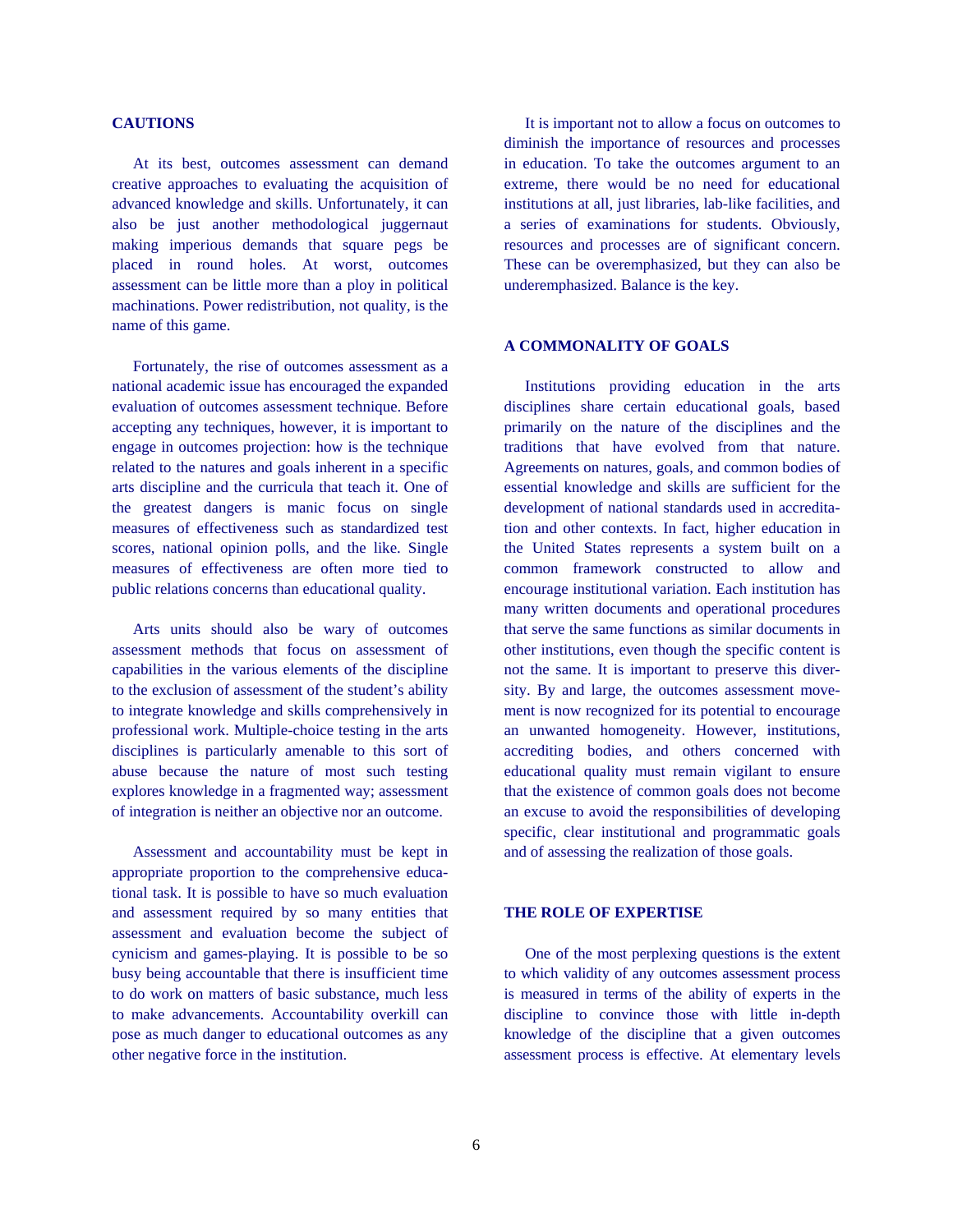## CAUTIONS

At its best, outcomes assessment can demand creative approaches to evaluating the acquisition of advanced knowledge and skills. Unfortunately, it can also be just another methodological juggernaut making imperious demands that square pegs be placed in round holes. At worst, outcomes assessment can be little more than a ploy in political machinations. Power redistribution, not quality, is the name of this game.

Fortunately, the rise of outcomes assessment as a national academic issue has encouraged the expanded evaluation of outcomes assessment technique. Before accepting any techniques, however, it is important to engage in outcomes projection: how is the technique related to the natures and goals inherent in a specific arts discipline and the curricula that teach it. One of the greatest dangers is manic focus on single measures of effectiveness such as standardized test scores, national opinion polls, and the like. Single measures of effectiveness are often more tied to public relations concerns than educational quality.

Arts units should also be wary of outcomes assessment methods that focus on assessment of capabilities in the various elements of the discipline to the exclusion of assessment of the student's ability to integrate knowledge and skills comprehensively in professional work. Multiple-choice testing in the arts disciplines is particularly amenable to this sort of abuse because the nature of most such testing explores knowledge in a fragmented way; assessment of integration is neither an objective nor an outcome.

Assessment and accountability must be kept in appropriate proportion to the comprehensive educational task. It is possible to have so much evaluation and assessment required by so many entities that assessment and evaluation become the subject of cynicism and games-playing. It is possible to be so busy being accountable that there is insufficient time to do work on matters of basic substance, much less to make advancements. Accountability overkill can pose as much danger to educational outcomes as any other negative force in the institution.

It is important not to allow a focus on outcomes to diminish the importance of resources and processes in education. To take the outcomes argument to an extreme, there would be no need for educational institutions at all, just libraries, lab-like facilities, and a series of examinations for students. Obviously, resources and processes are of significant concern. These can be overemphasized, but they can also be underemphasized. Balance is the key.

## A COMMONALITY OF GOALS

Institutions providing education in the arts disciplines share certain educational goals, based primarily on the nature of the disciplines and the traditions that have evolved from that nature. Agreements on natures, goals, and common bodies of essential knowledge and skills are sufficient for the development of national standards used in accreditation and other contexts. In fact, higher education in the United States represents a system built on a common framework constructed to allow and encourage institutional variation. Each institution has many written documents and operational procedures that serve the same functions as similar documents in other institutions, even though the specific content is not the same. It is important to preserve this diversity. By and large, the outcomes assessment movement is now recognized for its potential to encourage an unwanted homogeneity. However, institutions, accrediting bodies, and others concerned with educational quality must remain vigilant to ensure that the existence of common goals does not become an excuse to avoid the responsibilities of developing specific, clear institutional and programmatic goals and of assessing the realization of those goals.

## THE ROLE OF EXPERTISE

One of the most perplexing questions is the extent to which validity of any outcomes assessment process is measured in terms of the ability of experts in the discipline to convince those with little in-depth knowledge of the discipline that a given outcomes assessment process is effective. At elementary levels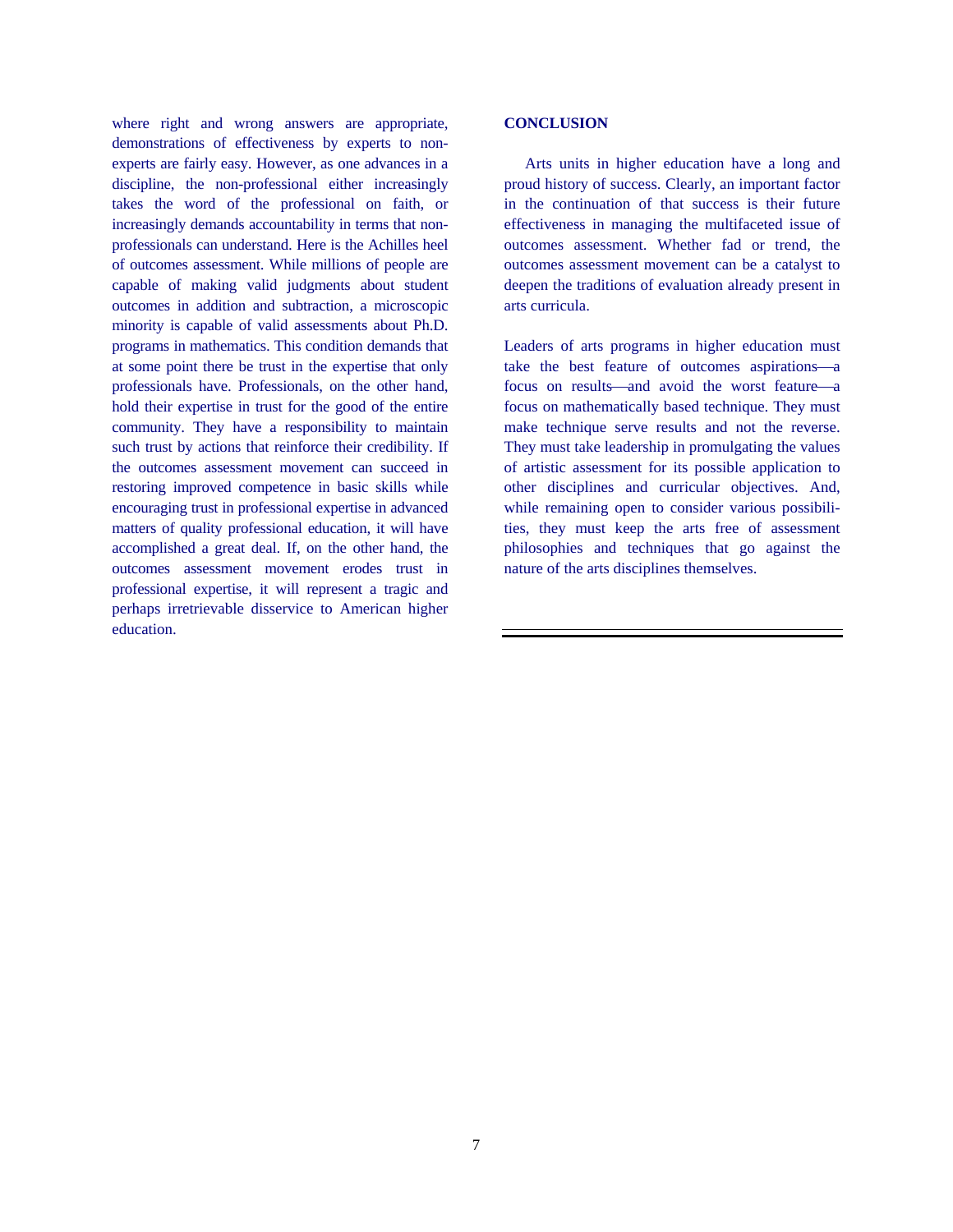where right and wrong answers are appropriate, demonstrations of effectiveness by experts to non-experts are fairly easy. However, as one advances in a discipline, the non-professional either increasingly takes the word of the professional on faith, or increasingly demands accountability in terms that non-professionals can understand. Here is the Achilles heel of outcomes assessment. While millions of people are capable of making valid judgments about student outcomes in addition and subtraction, a microscopic minority is capable of valid assessments about Ph.D. programs in mathematics. This condition demands that at some point there be trust in the expertise that only professionals have. Professionals, on the other hand, hold their expertise in trust for the good of the entire community. They have a responsibility to maintain such trust by actions that reinforce their credibility. If the outcomes assessment movement can succeed in restoring improved competence in basic skills while encouraging trust in professional expertise in advanced matters of quality professional education, it will have accomplished a great deal. If, on the other hand, the outcomes assessment movement erodes trust in professional expertise, it will represent a tragic and perhaps irretrievable disservice to American higher education.

## CONCLUSION

Arts units in higher education have a long and proud history of success. Clearly, an important factor in the continuation of that success is their future effectiveness in managing the multifaceted issue of outcomes assessment. Whether fad or trend, the outcomes assessment movement can be a catalyst to deepen the traditions of evaluation already present in arts curricula.

Leaders of arts programs in higher education must take the best feature of outcomes aspirations—a focus on results—and avoid the worst feature—a focus on mathematically based technique. They must make technique serve results and not the reverse. They must take leadership in promulgating the values of artistic assessment for its possible application to other disciplines and curricular objectives. And, while remaining open to consider various possibilities, they must keep the arts free of assessment philosophies and techniques that go against the nature of the arts disciplines themselves.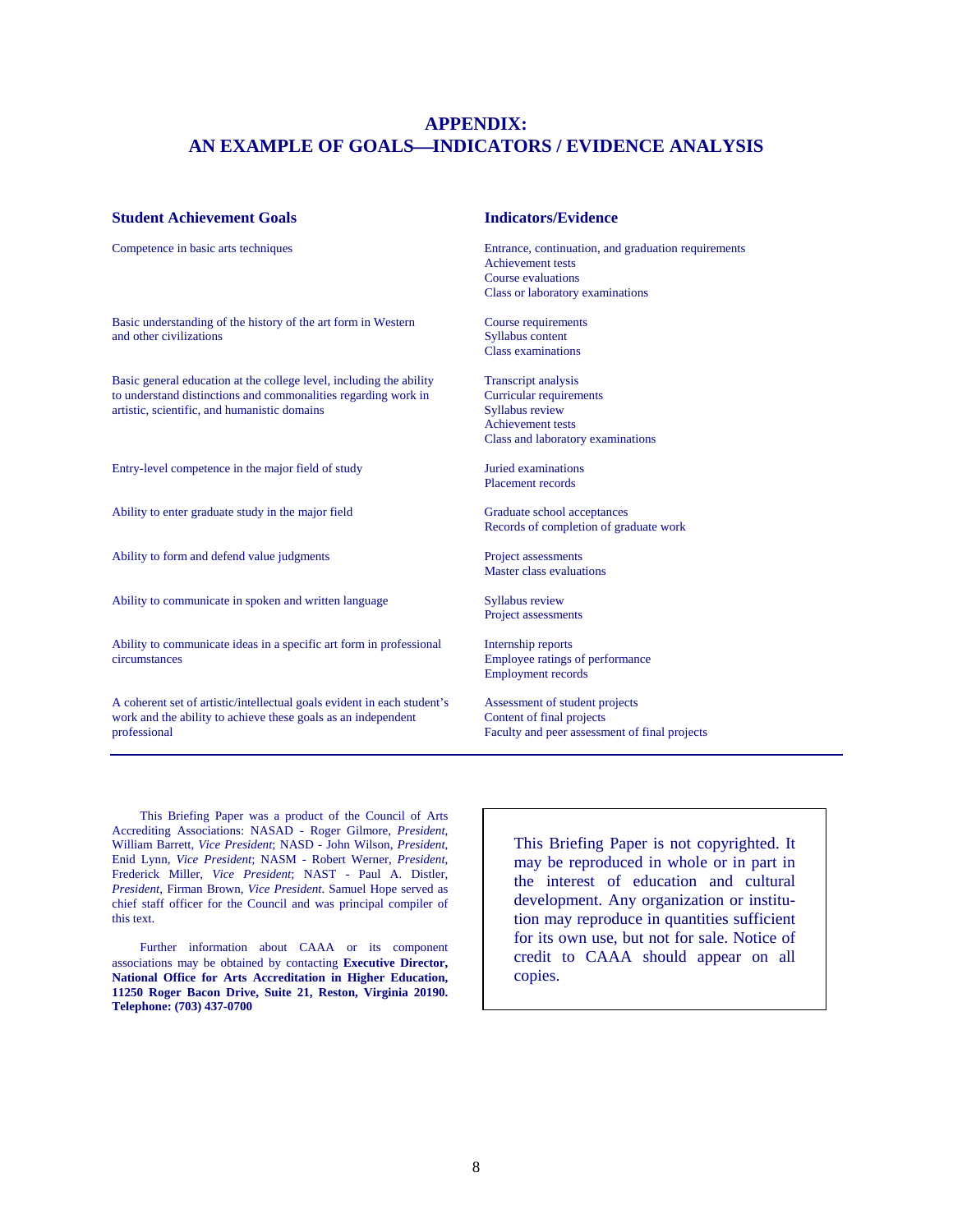# APPENDIX:
# AN EXAMPLE OF GOALS—INDICATORS / EVIDENCE ANALYSIS

| Student Achievement Goals | Indicators/Evidence |
|---|---|
| Competence in basic arts techniques | Entrance, continuation, and graduation requirements<br>Achievement tests<br>Course evaluations<br>Class or laboratory examinations |
| Basic understanding of the history of the art form in Western and other civilizations | Course requirements<br>Syllabus content<br>Class examinations |
| Basic general education at the college level, including the ability to understand distinctions and commonalities regarding work in artistic, scientific, and humanistic domains | Transcript analysis<br>Curricular requirements<br>Syllabus review<br>Achievement tests<br>Class and laboratory examinations |
| Entry-level competence in the major field of study | Juried examinations<br>Placement records |
| Ability to enter graduate study in the major field | Graduate school acceptances<br>Records of completion of graduate work |
| Ability to form and defend value judgments | Project assessments<br>Master class evaluations |
| Ability to communicate in spoken and written language | Syllabus review<br>Project assessments |
| Ability to communicate ideas in a specific art form in professional circumstances | Internship reports<br>Employee ratings of performance<br>Employment records |
| A coherent set of artistic/intellectual goals evident in each student's work and the ability to achieve these goals as an independent professional | Assessment of student projects<br>Content of final projects<br>Faculty and peer assessment of final projects |

This Briefing Paper was a product of the Council of Arts Accrediting Associations: NASAD - Roger Gilmore, *President*, William Barrett, *Vice President*; NASD - John Wilson, *President*, Enid Lynn, *Vice President*; NASM - Robert Werner, *President*, Frederick Miller, *Vice President*; NAST - Paul A. Distler, *President*, Firman Brown, *Vice President*. Samuel Hope served as chief staff officer for the Council and was principal compiler of this text.

Further information about CAAA or its component associations may be obtained by contacting **Executive Director, National Office for Arts Accreditation in Higher Education, 11250 Roger Bacon Drive, Suite 21, Reston, Virginia 20190. Telephone: (703) 437-0700**

This Briefing Paper is not copyrighted. It may be reproduced in whole or in part in the interest of education and cultural development. Any organization or institution may reproduce in quantities sufficient for its own use, but not for sale. Notice of credit to CAAA should appear on all copies.